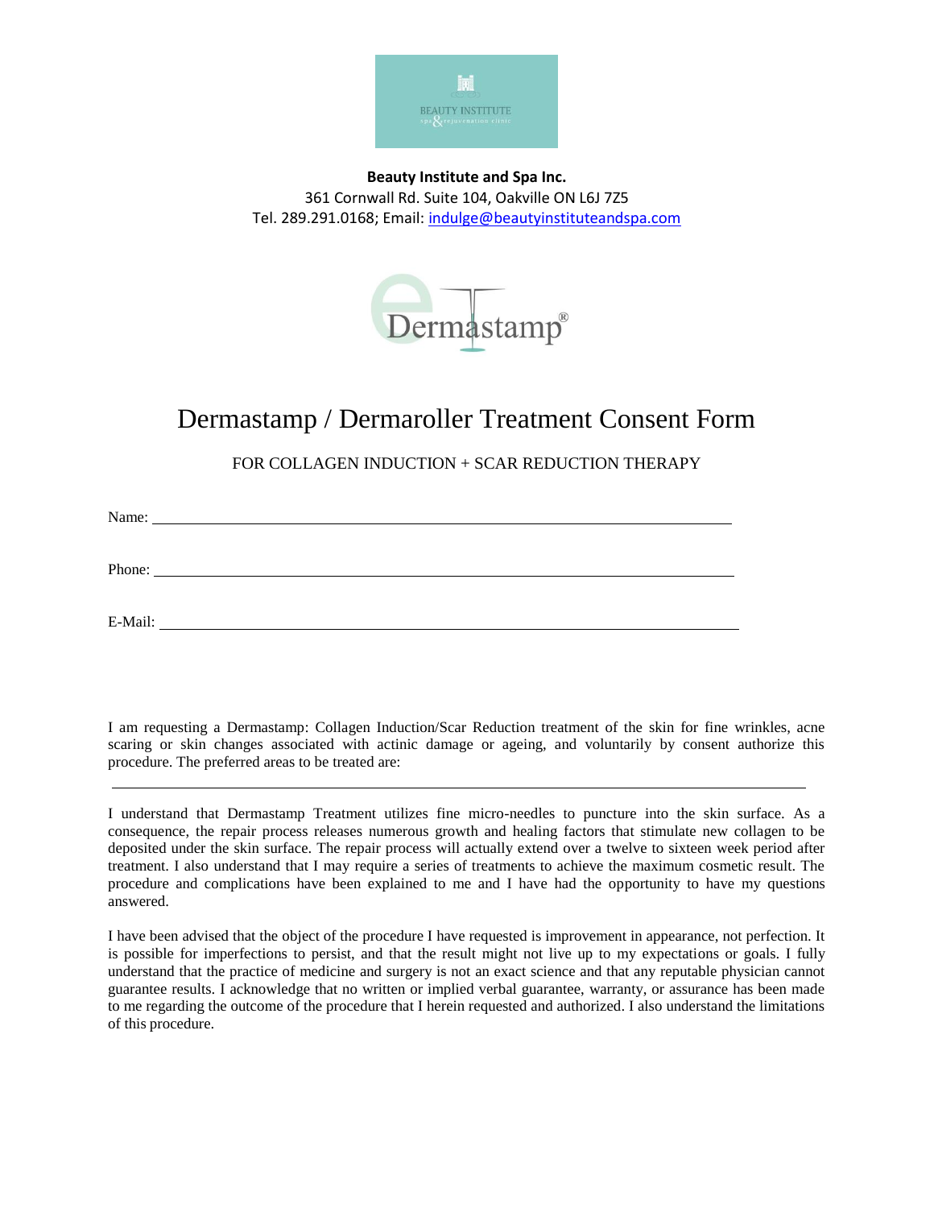**Beauty Institute and Spa Inc.**
361 Cornwall Rd. Suite 104, Oakville ON L6J 7Z5
Tel. 289.291.0168; Email: indulge@beautyinstituteandspa.com

# Dermastamp / Dermaroller Treatment Consent Form

FOR COLLAGEN INDUCTION + SCAR REDUCTION THERAPY

Name: ______________________________________________

Phone: ______________________________________________

E-Mail: ______________________________________________

I am requesting a Dermastamp: Collagen Induction/Scar Reduction treatment of the skin for fine wrinkles, acne scaring or skin changes associated with actinic damage or ageing, and voluntarily by consent authorize this procedure. The preferred areas to be treated are:

______________________________________________

I understand that Dermastamp Treatment utilizes fine micro-needles to puncture into the skin surface. As a consequence, the repair process releases numerous growth and healing factors that stimulate new collagen to be deposited under the skin surface. The repair process will actually extend over a twelve to sixteen week period after treatment. I also understand that I may require a series of treatments to achieve the maximum cosmetic result. The procedure and complications have been explained to me and I have had the opportunity to have my questions answered.

I have been advised that the object of the procedure I have requested is improvement in appearance, not perfection. It is possible for imperfections to persist, and that the result might not live up to my expectations or goals. I fully understand that the practice of medicine and surgery is not an exact science and that any reputable physician cannot guarantee results. I acknowledge that no written or implied verbal guarantee, warranty, or assurance has been made to me regarding the outcome of the procedure that I herein requested and authorized. I also understand the limitations of this procedure.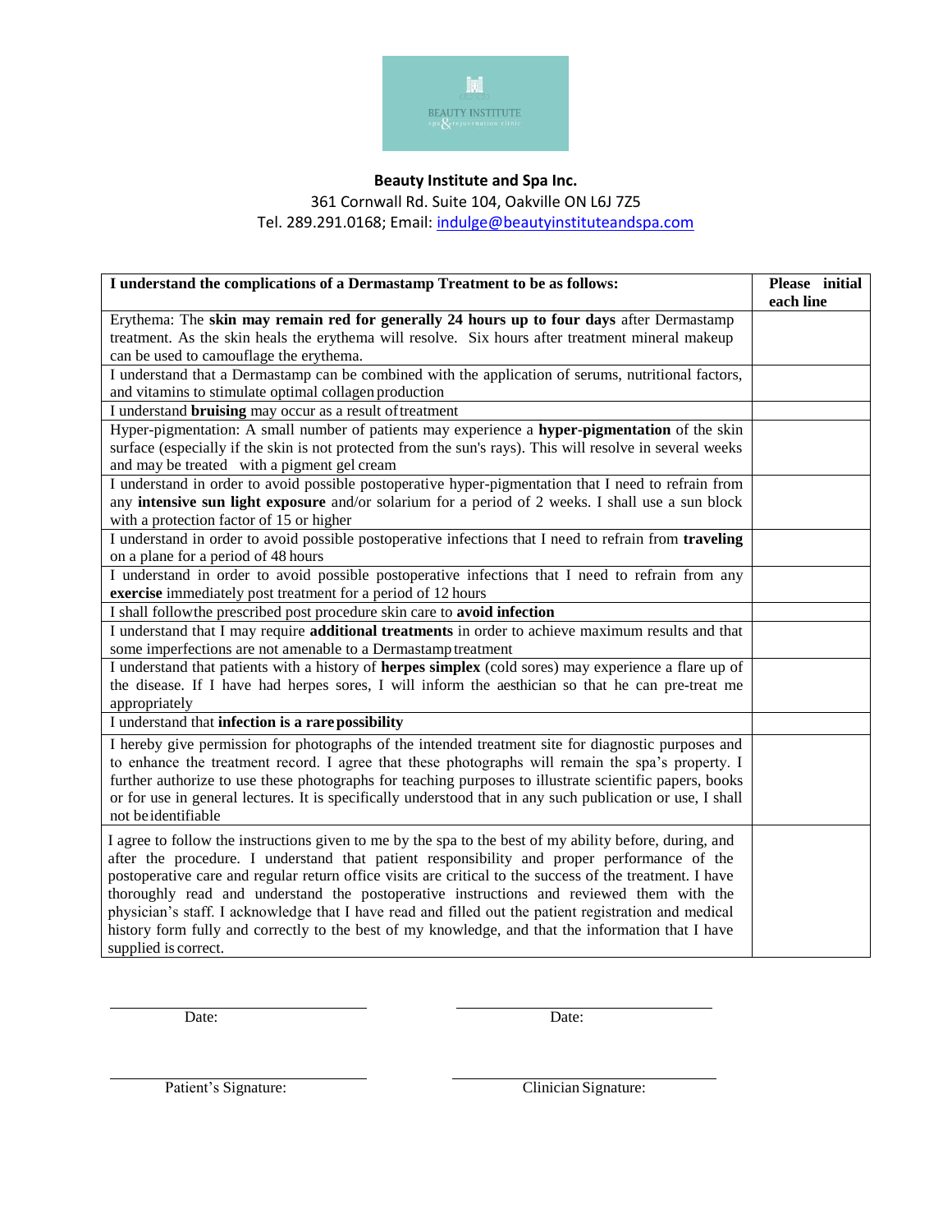**Beauty Institute and Spa Inc.**

361 Cornwall Rd. Suite 104, Oakville ON L6J 7Z5

Tel. 289.291.0168; Email: indulge@beautyinstituteandspa.com

| **I understand the complications of a Dermastamp Treatment to be as follows:** | **Please initial each line** |
|---|---|
| Erythema: The **skin may remain red for generally 24 hours up to four days** after Dermastamp treatment. As the skin heals the erythema will resolve. Six hours after treatment mineral makeup can be used to camouflage the erythema. | |
| I understand that a Dermastamp can be combined with the application of serums, nutritional factors, and vitamins to stimulate optimal collagen production | |
| I understand **bruising** may occur as a result of treatment | |
| Hyper-pigmentation: A small number of patients may experience a **hyper-pigmentation** of the skin surface (especially if the skin is not protected from the sun's rays). This will resolve in several weeks and may be treated with a pigment gel cream | |
| I understand in order to avoid possible postoperative hyper-pigmentation that I need to refrain from any **intensive sun light exposure** and/or solarium for a period of 2 weeks. I shall use a sun block with a protection factor of 15 or higher | |
| I understand in order to avoid possible postoperative infections that I need to refrain from **traveling** on a plane for a period of 48 hours | |
| I understand in order to avoid possible postoperative infections that I need to refrain from any **exercise** immediately post treatment for a period of 12 hours | |
| I shall follow the prescribed post procedure skin care to **avoid infection** | |
| I understand that I may require **additional treatments** in order to achieve maximum results and that some imperfections are not amenable to a Dermastamp treatment | |
| I understand that patients with a history of **herpes simplex** (cold sores) may experience a flare up of the disease. If I have had herpes sores, I will inform the aesthician so that he can pre-treat me appropriately | |
| I understand that **infection is a rare possibility** | |
| I hereby give permission for photographs of the intended treatment site for diagnostic purposes and to enhance the treatment record. I agree that these photographs will remain the spa's property. I further authorize to use these photographs for teaching purposes to illustrate scientific papers, books or for use in general lectures. It is specifically understood that in any such publication or use, I shall not be identifiable | |
| I agree to follow the instructions given to me by the spa to the best of my ability before, during, and after the procedure. I understand that patient responsibility and proper performance of the postoperative care and regular return office visits are critical to the success of the treatment. I have thoroughly read and understand the postoperative instructions and reviewed them with the physician's staff. I acknowledge that I have read and filled out the patient registration and medical history form fully and correctly to the best of my knowledge, and that the information that I have supplied is correct. | |

\_\_\_\_\_\_\_\_\_\_\_\_\_\_\_\_\_\_\_\_\_\_\_\_\_\_\_\_ Date:

\_\_\_\_\_\_\_\_\_\_\_\_\_\_\_\_\_\_\_\_\_\_\_\_\_\_\_\_ Date:

\_\_\_\_\_\_\_\_\_\_\_\_\_\_\_\_\_\_\_\_\_\_\_\_\_\_\_\_ Patient's Signature:

\_\_\_\_\_\_\_\_\_\_\_\_\_\_\_\_\_\_\_\_\_\_\_\_\_\_\_\_ Clinician Signature: